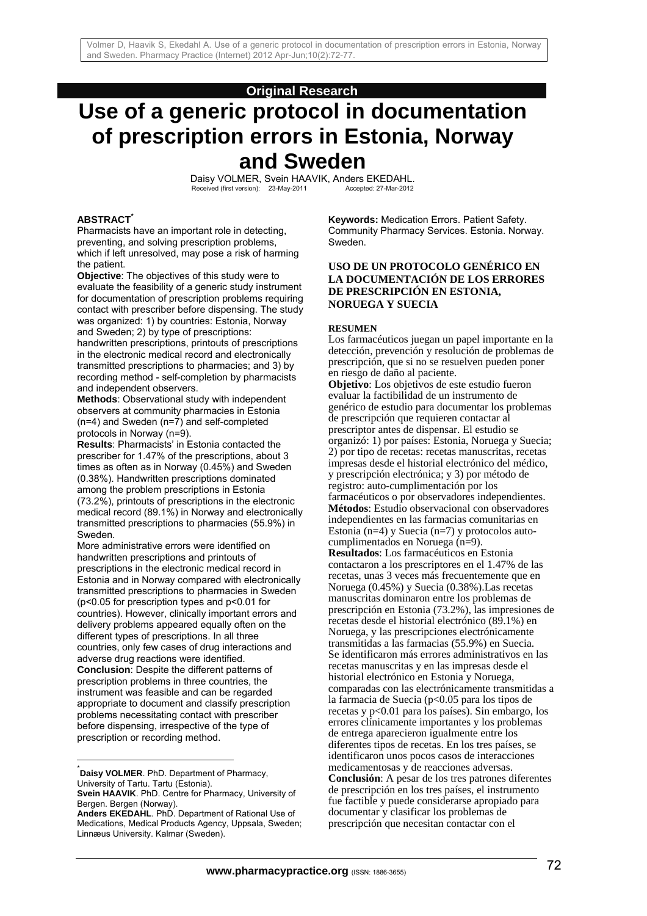Volmer D, Haavik S, Ekedahl A. Use of a generic protocol in documentation of prescription errors in Estonia, Norway and Sweden. Pharmacy Practice (Internet) 2012 Apr-Jun;10(2):72-77.

**Original Research**

# Use of a generic protocol in documentation of prescription errors in Estonia, Norway and Sweden

Daisy VOLMER, Svein HAAVIK, Anders EKEDAHL.

Received (first version): 23-May-2011 Accepted: 27-Mar-2012

## ABSTRACT*

Pharmacists have an important role in detecting, preventing, and solving prescription problems, which if left unresolved, may pose a risk of harming the patient.

**Objective**: The objectives of this study were to evaluate the feasibility of a generic study instrument for documentation of prescription problems requiring contact with prescriber before dispensing. The study was organized: 1) by countries: Estonia, Norway and Sweden; 2) by type of prescriptions: handwritten prescriptions, printouts of prescriptions in the electronic medical record and electronically transmitted prescriptions to pharmacies; and 3) by recording method - self-completion by pharmacists and independent observers.

**Methods**: Observational study with independent observers at community pharmacies in Estonia (n=4) and Sweden (n=7) and self-completed protocols in Norway (n=9).

**Results**: Pharmacists' in Estonia contacted the prescriber for 1.47% of the prescriptions, about 3 times as often as in Norway (0.45%) and Sweden (0.38%). Handwritten prescriptions dominated among the problem prescriptions in Estonia (73.2%), printouts of prescriptions in the electronic medical record (89.1%) in Norway and electronically transmitted prescriptions to pharmacies (55.9%) in Sweden.

More administrative errors were identified on handwritten prescriptions and printouts of prescriptions in the electronic medical record in Estonia and in Norway compared with electronically transmitted prescriptions to pharmacies in Sweden ($p<0.05$ for prescription types and $p<0.01$ for countries). However, clinically important errors and delivery problems appeared equally often on the different types of prescriptions. In all three countries, only few cases of drug interactions and adverse drug reactions were identified.

**Conclusion**: Despite the different patterns of prescription problems in three countries, the instrument was feasible and can be regarded appropriate to document and classify prescription problems necessitating contact with prescriber before dispensing, irrespective of the type of prescription or recording method.

**Keywords:** Medication Errors. Patient Safety. Community Pharmacy Services. Estonia. Norway. Sweden.

## USO DE UN PROTOCOLO GENÉRICO EN LA DOCUMENTACIÓN DE LOS ERRORES DE PRESCRIPCIÓN EN ESTONIA, NORUEGA Y SUECIA

### RESUMEN

Los farmacéuticos juegan un papel importante en la detección, prevención y resolución de problemas de prescripción, que si no se resuelven pueden poner en riesgo de daño al paciente.

**Objetivo**: Los objetivos de este estudio fueron evaluar la factibilidad de un instrumento de genérico de estudio para documentar los problemas de prescripción que requieren contactar al prescriptor antes de dispensar. El estudio se organizó: 1) por países: Estonia, Noruega y Suecia; 2) por tipo de recetas: recetas manuscritas, recetas impresas desde el historial electrónico del médico, y prescripción electrónica; y 3) por método de registro: auto-cumplimentación por los farmacéuticos o por observadores independientes.

**Métodos**: Estudio observacional con observadores independientes en las farmacias comunitarias en Estonia (n=4) y Suecia (n=7) y protocolos auto-cumplimentados en Noruega (n=9).

**Resultados**: Los farmacéuticos en Estonia contactaron a los prescriptores en el 1.47% de las recetas, unas 3 veces más frecuentemente que en Noruega (0.45%) y Suecia (0.38%).Las recetas manuscritas dominaron entre los problemas de prescripción en Estonia (73.2%), las impresiones de recetas desde el historial electrónico (89.1%) en Noruega, y las prescripciones electrónicamente transmitidas a las farmacias (55.9%) en Suecia.

Se identificaron más errores administrativos en las recetas manuscritas y en las impresas desde el historial electrónico en Estonia y Noruega, comparadas con las electrónicamente transmitidas a la farmacia de Suecia ($p<0.05$ para los tipos de recetas y $p<0.01$ para los países). Sin embargo, los errores clínicamente importantes y los problemas de entrega aparecieron igualmente entre los diferentes tipos de recetas. En los tres países, se identificaron unos pocos casos de interacciones medicamentosas y de reacciones adversas.

**Conclusión**: A pesar de los tres patrones diferentes de prescripción en los tres países, el instrumento fue factible y puede considerarse apropiado para documentar y clasificar los problemas de prescripción que necesitan contactar con el

---

* **Daisy VOLMER**. PhD. Department of Pharmacy, University of Tartu. Tartu (Estonia).
**Svein HAAVIK**. PhD. Centre for Pharmacy, University of Bergen. Bergen (Norway).
**Anders EKEDAHL**. PhD. Department of Rational Use of Medications, Medical Products Agency, Uppsala, Sweden; Linnæus University. Kalmar (Sweden).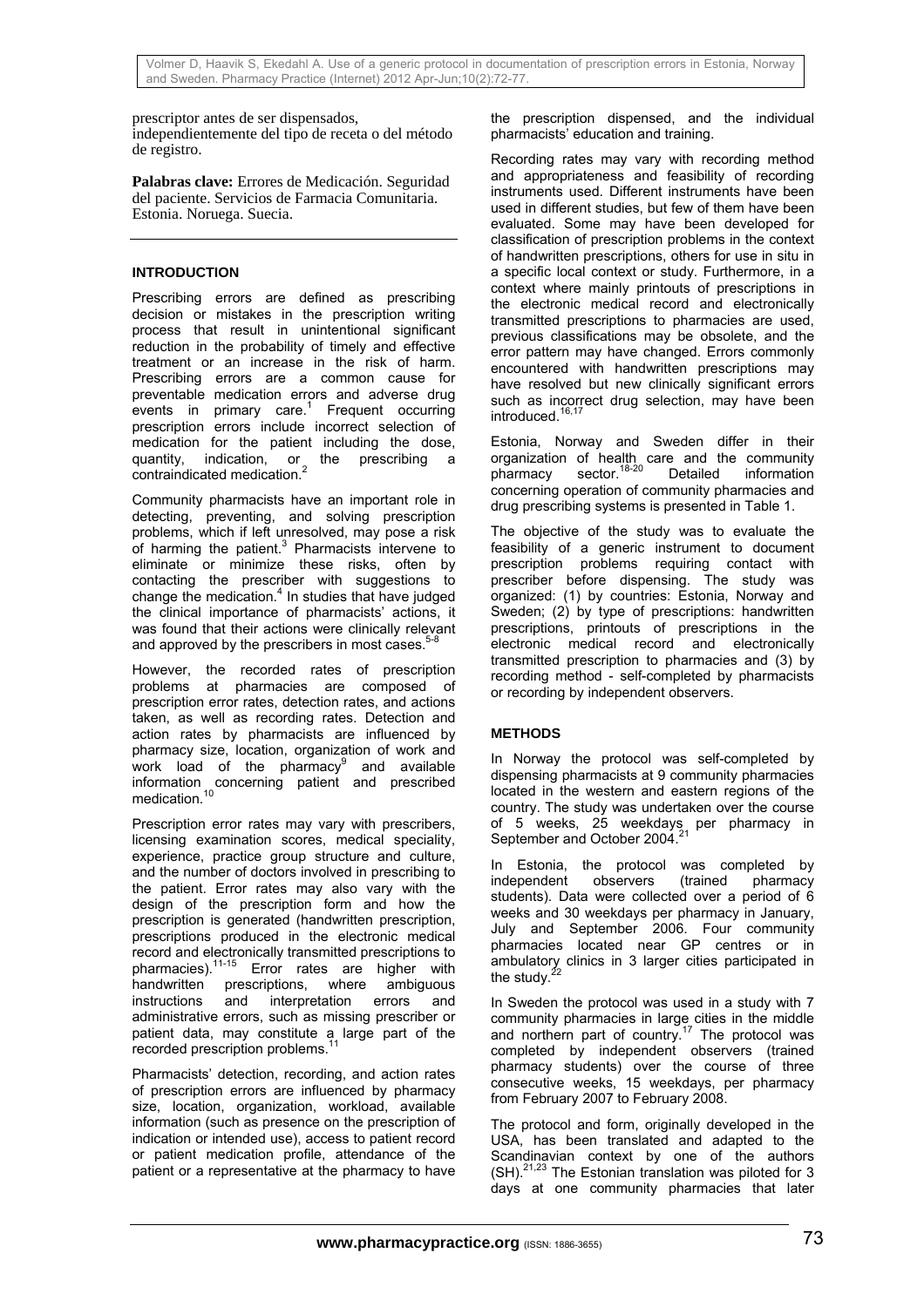prescriptor antes de ser dispensados, independientemente del tipo de receta o del método de registro.

**Palabras clave:** Errores de Medicación. Seguridad del paciente. Servicios de Farmacia Comunitaria. Estonia. Noruega. Suecia.

## INTRODUCTION

Prescribing errors are defined as prescribing decision or mistakes in the prescription writing process that result in unintentional significant reduction in the probability of timely and effective treatment or an increase in the risk of harm. Prescribing errors are a common cause for preventable medication errors and adverse drug events in primary care.[1] Frequent occurring prescription errors include incorrect selection of medication for the patient including the dose, quantity, indication, or the prescribing a contraindicated medication.[2]

Community pharmacists have an important role in detecting, preventing, and solving prescription problems, which if left unresolved, may pose a risk of harming the patient.[3] Pharmacists intervene to eliminate or minimize these risks, often by contacting the prescriber with suggestions to change the medication.[4] In studies that have judged the clinical importance of pharmacists' actions, it was found that their actions were clinically relevant and approved by the prescribers in most cases.[5-8]

However, the recorded rates of prescription problems at pharmacies are composed of prescription error rates, detection rates, and actions taken, as well as recording rates. Detection and action rates by pharmacists are influenced by pharmacy size, location, organization of work and work load of the pharmacy[9] and available information concerning patient and prescribed medication.[10]

Prescription error rates may vary with prescribers, licensing examination scores, medical speciality, experience, practice group structure and culture, and the number of doctors involved in prescribing to the patient. Error rates may also vary with the design of the prescription form and how the prescription is generated (handwritten prescription, prescriptions produced in the electronic medical record and electronically transmitted prescriptions to pharmacies).[11-15] Error rates are higher with handwritten prescriptions, where ambiguous instructions and interpretation errors and administrative errors, such as missing prescriber or patient data, may constitute a large part of the recorded prescription problems.[11]

Pharmacists' detection, recording, and action rates of prescription errors are influenced by pharmacy size, location, organization, workload, available information (such as presence on the prescription of indication or intended use), access to patient record or patient medication profile, attendance of the patient or a representative at the pharmacy to have the prescription dispensed, and the individual pharmacists' education and training.

Recording rates may vary with recording method and appropriateness and feasibility of recording instruments used. Different instruments have been used in different studies, but few of them have been evaluated. Some may have been developed for classification of prescription problems in the context of handwritten prescriptions, others for use in situ in a specific local context or study. Furthermore, in a context where mainly printouts of prescriptions in the electronic medical record and electronically transmitted prescriptions to pharmacies are used, previous classifications may be obsolete, and the error pattern may have changed. Errors commonly encountered with handwritten prescriptions may have resolved but new clinically significant errors such as incorrect drug selection, may have been introduced.[16,17]

Estonia, Norway and Sweden differ in their organization of health care and the community pharmacy sector.[18-20] Detailed information concerning operation of community pharmacies and drug prescribing systems is presented in Table 1.

The objective of the study was to evaluate the feasibility of a generic instrument to document prescription problems requiring contact with prescriber before dispensing. The study was organized: (1) by countries: Estonia, Norway and Sweden; (2) by type of prescriptions: handwritten prescriptions, printouts of prescriptions in the electronic medical record and electronically transmitted prescription to pharmacies and (3) by recording method - self-completed by pharmacists or recording by independent observers.

## METHODS

In Norway the protocol was self-completed by dispensing pharmacists at 9 community pharmacies located in the western and eastern regions of the country. The study was undertaken over the course of 5 weeks, 25 weekdays per pharmacy in September and October 2004.[21]

In Estonia, the protocol was completed by independent observers (trained pharmacy students). Data were collected over a period of 6 weeks and 30 weekdays per pharmacy in January, July and September 2006. Four community pharmacies located near GP centres or in ambulatory clinics in 3 larger cities participated in the study.[22]

In Sweden the protocol was used in a study with 7 community pharmacies in large cities in the middle and northern part of country.[17] The protocol was completed by independent observers (trained pharmacy students) over the course of three consecutive weeks, 15 weekdays, per pharmacy from February 2007 to February 2008.

The protocol and form, originally developed in the USA, has been translated and adapted to the Scandinavian context by one of the authors (SH).[21,23] The Estonian translation was piloted for 3 days at one community pharmacies that later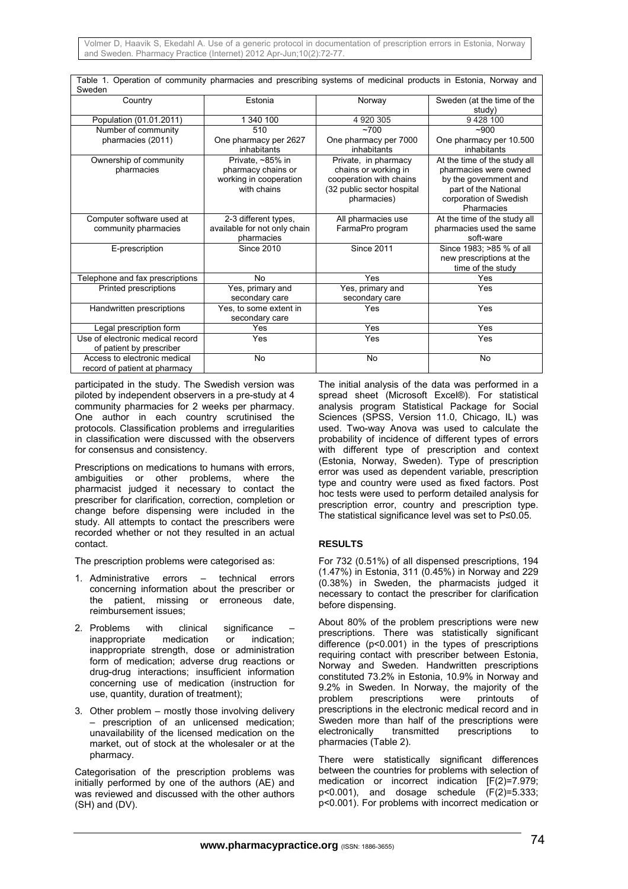Table 1. Operation of community pharmacies and prescribing systems of medicinal products in Estonia, Norway and Sweden

| Country | Estonia | Norway | Sweden (at the time of the study) |
|---|---|---|---|
| Population (01.01.2011) | 1 340 100 | 4 920 305 | 9 428 100 |
| Number of community pharmacies (2011) | 510<br>One pharmacy per 2627 inhabitants | ~700<br>One pharmacy per 7000 inhabitants | ~900<br>One pharmacy per 10.500 inhabitants |
| Ownership of community pharmacies | Private, ~85% in pharmacy chains or working in cooperation with chains | Private, in pharmacy chains or working in cooperation with chains (32 public sector hospital pharmacies) | At the time of the study all pharmacies were owned by the government and part of the National corporation of Swedish Pharmacies |
| Computer software used at community pharmacies | 2-3 different types, available for not only chain pharmacies | All pharmacies use FarmaPro program | At the time of the study all pharmacies used the same soft-ware |
| E-prescription | Since 2010 | Since 2011 | Since 1983; >85 % of all new prescriptions at the time of the study |
| Telephone and fax prescriptions | No | Yes | Yes |
| Printed prescriptions | Yes, primary and secondary care | Yes, primary and secondary care | Yes |
| Handwritten prescriptions | Yes, to some extent in secondary care | Yes | Yes |
| Legal prescription form | Yes | Yes | Yes |
| Use of electronic medical record of patient by prescriber | Yes | Yes | Yes |
| Access to electronic medical record of patient at pharmacy | No | No | No |

participated in the study. The Swedish version was piloted by independent observers in a pre-study at 4 community pharmacies for 2 weeks per pharmacy. One author in each country scrutinised the protocols. Classification problems and irregularities in classification were discussed with the observers for consensus and consistency.

Prescriptions on medications to humans with errors, ambiguities or other problems, where the pharmacist judged it necessary to contact the prescriber for clarification, correction, completion or change before dispensing were included in the study. All attempts to contact the prescribers were recorded whether or not they resulted in an actual contact.

The prescription problems were categorised as:

1. Administrative errors – technical errors concerning information about the prescriber or the patient, missing or erroneous date, reimbursement issues;
2. Problems with clinical significance – inappropriate medication or indication; inappropriate strength, dose or administration form of medication; adverse drug reactions or drug-drug interactions; insufficient information concerning use of medication (instruction for use, quantity, duration of treatment);
3. Other problem – mostly those involving delivery – prescription of an unlicensed medication; unavailability of the licensed medication on the market, out of stock at the wholesaler or at the pharmacy.

Categorisation of the prescription problems was initially performed by one of the authors (AE) and was reviewed and discussed with the other authors (SH) and (DV).

The initial analysis of the data was performed in a spread sheet (Microsoft Excel®). For statistical analysis program Statistical Package for Social Sciences (SPSS, Version 11.0, Chicago, IL) was used. Two-way Anova was used to calculate the probability of incidence of different types of errors with different type of prescription and context (Estonia, Norway, Sweden). Type of prescription error was used as dependent variable, prescription type and country were used as fixed factors. Post hoc tests were used to perform detailed analysis for prescription error, country and prescription type. The statistical significance level was set to $P \leq 0.05$.

## RESULTS

For 732 (0.51%) of all dispensed prescriptions, 194 (1.47%) in Estonia, 311 (0.45%) in Norway and 229 (0.38%) in Sweden, the pharmacists judged it necessary to contact the prescriber for clarification before dispensing.

About 80% of the problem prescriptions were new prescriptions. There was statistically significant difference ($p<0.001$) in the types of prescriptions requiring contact with prescriber between Estonia, Norway and Sweden. Handwritten prescriptions constituted 73.2% in Estonia, 10.9% in Norway and 9.2% in Sweden. In Norway, the majority of the problem prescriptions were printouts of prescriptions in the electronic medical record and in Sweden more than half of the prescriptions were electronically transmitted prescriptions to pharmacies (Table 2).

There were statistically significant differences between the countries for problems with selection of medication or incorrect indication [$F(2)=7.979$; $p<0.001$), and dosage schedule ($F(2)=5.333$; $p<0.001$). For problems with incorrect medication or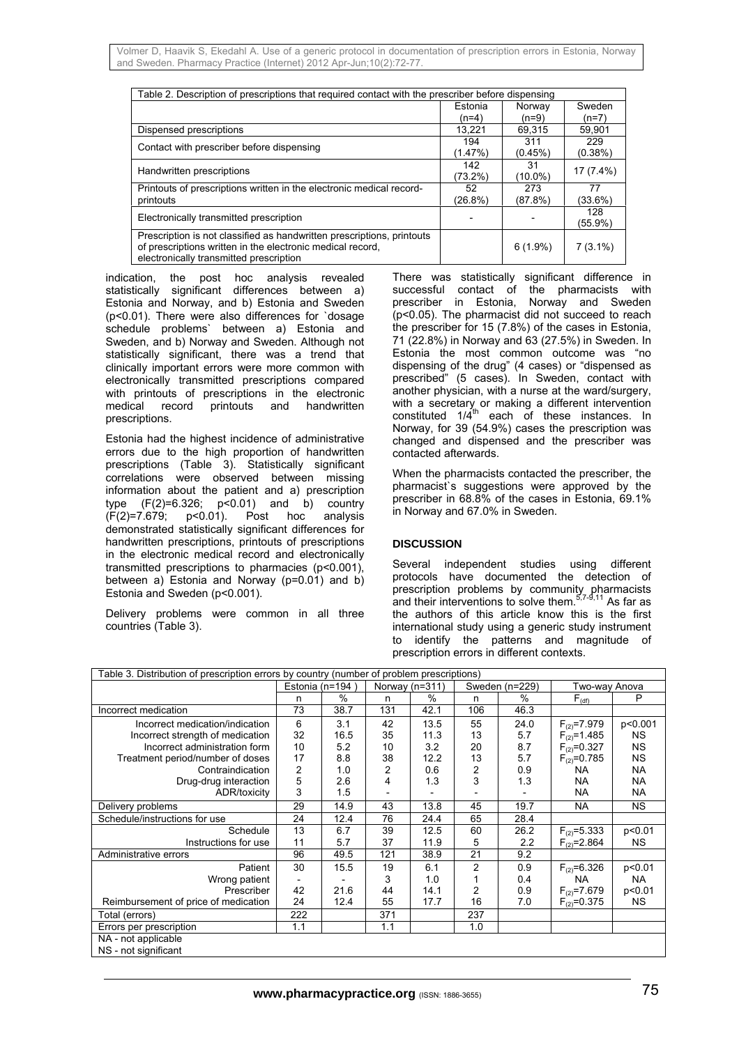Table 2. Description of prescriptions that required contact with the prescriber before dispensing

| | Estonia (n=4) | Norway (n=9) | Sweden (n=7) |
|---|---|---|---|
| Dispensed prescriptions | 13,221 | 69,315 | 59,901 |
| Contact with prescriber before dispensing | 194 (1.47%) | 311 (0.45%) | 229 (0.38%) |
| Handwritten prescriptions | 142 (73.2%) | 31 (10.0%) | 17 (7.4%) |
| Printouts of prescriptions written in the electronic medical record-printouts | 52 (26.8%) | 273 (87.8%) | 77 (33.6%) |
| Electronically transmitted prescription | - | - | 128 (55.9%) |
| Prescription is not classified as handwritten prescriptions, printouts of prescriptions written in the electronic medical record, electronically transmitted prescription | | 6 (1.9%) | 7 (3.1%) |

indication, the post hoc analysis revealed statistically significant differences between a) Estonia and Norway, and b) Estonia and Sweden ($p<0.01$). There were also differences for `dosage schedule problems` between a) Estonia and Sweden, and b) Norway and Sweden. Although not statistically significant, there was a trend that clinically important errors were more common with electronically transmitted prescriptions compared with printouts of prescriptions in the electronic medical record printouts and handwritten prescriptions.

Estonia had the highest incidence of administrative errors due to the high proportion of handwritten prescriptions (Table 3). Statistically significant correlations were observed between missing information about the patient and a) prescription type ($F(2)=6.326$; $p<0.01$) and b) country ($F(2)=7.679$; $p<0.01$). Post hoc analysis demonstrated statistically significant differences for handwritten prescriptions, printouts of prescriptions in the electronic medical record and electronically transmitted prescriptions to pharmacies ($p<0.001$), between a) Estonia and Norway ($p=0.01$) and b) Estonia and Sweden ($p<0.001$).

Delivery problems were common in all three countries (Table 3).

There was statistically significant difference in successful contact of the pharmacists with prescriber in Estonia, Norway and Sweden ($p<0.05$). The pharmacist did not succeed to reach the prescriber for 15 (7.8%) of the cases in Estonia, 71 (22.8%) in Norway and 63 (27.5%) in Sweden. In Estonia the most common outcome was "no dispensing of the drug" (4 cases) or "dispensed as prescribed" (5 cases). In Sweden, contact with another physician, with a nurse at the ward/surgery, with a secretary or making a different intervention constituted 1/4th each of these instances. In Norway, for 39 (54.9%) cases the prescription was changed and dispensed and the prescriber was contacted afterwards.

When the pharmacists contacted the prescriber, the pharmacist`s suggestions were approved by the prescriber in 68.8% of the cases in Estonia, 69.1% in Norway and 67.0% in Sweden.

## DISCUSSION

Several independent studies using different protocols have documented the detection of prescription problems by community pharmacists and their interventions to solve them.[5,7-9,11] As far as the authors of this article know this is the first international study using a generic study instrument to identify the patterns and magnitude of prescription errors in different contexts.

Table 3. Distribution of prescription errors by country (number of problem prescriptions)

| | Estonia (n=194) | | Norway (n=311) | | Sweden (n=229) | | Two-way Anova | |
|---|---|---|---|---|---|---|---|---|
| | n | % | n | % | n | % | $F_{(df)}$ | P |
| Incorrect medication | 73 | 38.7 | 131 | 42.1 | 106 | 46.3 | | |
| Incorrect medication/indication | 6 | 3.1 | 42 | 13.5 | 55 | 24.0 | $F_{(2)}=7.979$ | p<0.001 |
| Incorrect strength of medication | 32 | 16.5 | 35 | 11.3 | 13 | 5.7 | $F_{(2)}=1.485$ | NS |
| Incorrect administration form | 10 | 5.2 | 10 | 3.2 | 20 | 8.7 | $F_{(2)}=0.327$ | NS |
| Treatment period/number of doses | 17 | 8.8 | 38 | 12.2 | 13 | 5.7 | $F_{(2)}=0.785$ | NS |
| Contraindication | 2 | 1.0 | 2 | 0.6 | 2 | 0.9 | NA | NA |
| Drug-drug interaction | 5 | 2.6 | 4 | 1.3 | 3 | 1.3 | NA | NA |
| ADR/toxicity | 3 | 1.5 | - | - | - | - | NA | NA |
| Delivery problems | 29 | 14.9 | 43 | 13.8 | 45 | 19.7 | NA | NS |
| Schedule/instructions for use | 24 | 12.4 | 76 | 24.4 | 65 | 28.4 | | |
| Schedule | 13 | 6.7 | 39 | 12.5 | 60 | 26.2 | $F_{(2)}=5.333$ | p<0.01 |
| Instructions for use | 11 | 5.7 | 37 | 11.9 | 5 | 2.2 | $F_{(2)}=2.864$ | NS |
| Administrative errors | 96 | 49.5 | 121 | 38.9 | 21 | 9.2 | | |
| Patient | 30 | 15.5 | 19 | 6.1 | 2 | 0.9 | $F_{(2)}=6.326$ | p<0.01 |
| Wrong patient | - | - | 3 | 1.0 | 1 | 0.4 | NA | NA |
| Prescriber | 42 | 21.6 | 44 | 14.1 | 2 | 0.9 | $F_{(2)}=7.679$ | p<0.01 |
| Reimbursement of price of medication | 24 | 12.4 | 55 | 17.7 | 16 | 7.0 | $F_{(2)}=0.375$ | NS |
| Total (errors) | 222 | | 371 | | 237 | | | |
| Errors per prescription | 1.1 | | 1.1 | | 1.0 | | | |

NA - not applicable
NS - not significant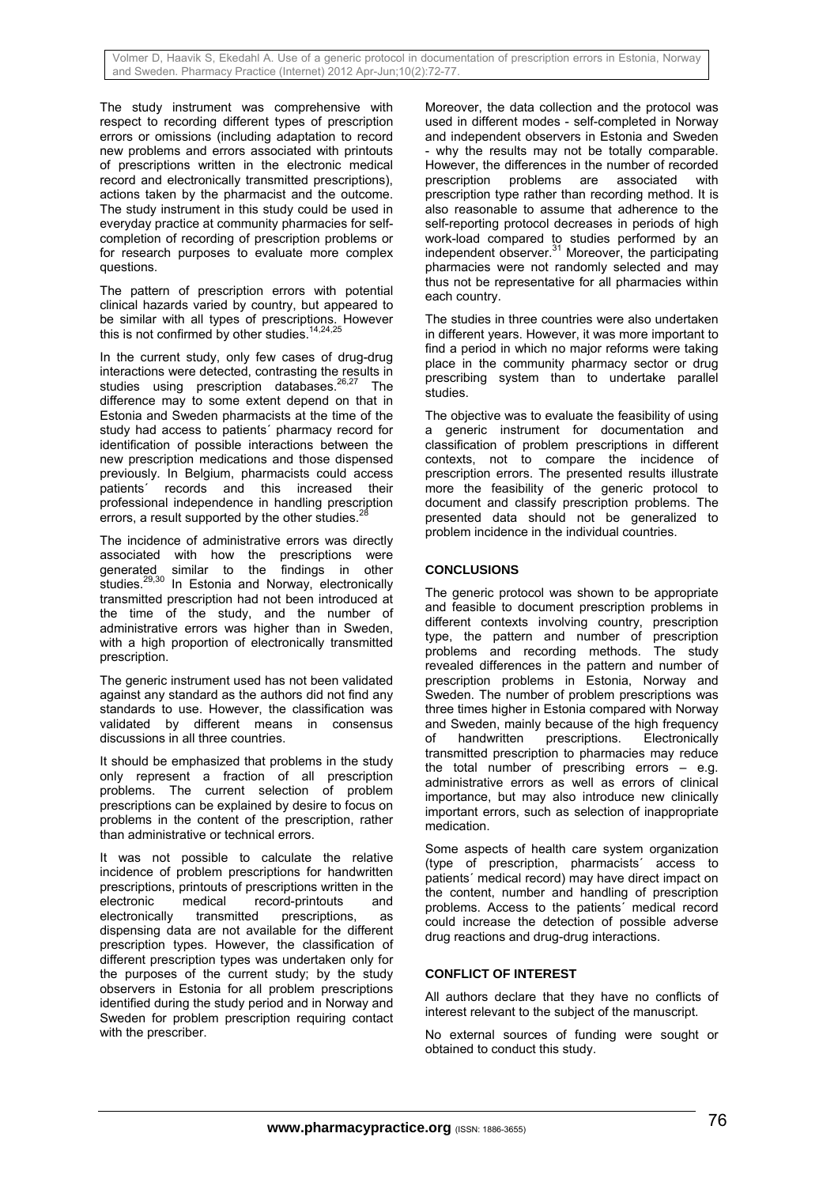The study instrument was comprehensive with respect to recording different types of prescription errors or omissions (including adaptation to record new problems and errors associated with printouts of prescriptions written in the electronic medical record and electronically transmitted prescriptions), actions taken by the pharmacist and the outcome. The study instrument in this study could be used in everyday practice at community pharmacies for self-completion of recording of prescription problems or for research purposes to evaluate more complex questions.

The pattern of prescription errors with potential clinical hazards varied by country, but appeared to be similar with all types of prescriptions. However this is not confirmed by other studies.[14,24,25]

In the current study, only few cases of drug-drug interactions were detected, contrasting the results in studies using prescription databases.[26,27] The difference may to some extent depend on that in Estonia and Sweden pharmacists at the time of the study had access to patients´ pharmacy record for identification of possible interactions between the new prescription medications and those dispensed previously. In Belgium, pharmacists could access patients´ records and this increased their professional independence in handling prescription errors, a result supported by the other studies.[28]

The incidence of administrative errors was directly associated with how the prescriptions were generated similar to the findings in other studies.[29,30] In Estonia and Norway, electronically transmitted prescription had not been introduced at the time of the study, and the number of administrative errors was higher than in Sweden, with a high proportion of electronically transmitted prescription.

The generic instrument used has not been validated against any standard as the authors did not find any standards to use. However, the classification was validated by different means in consensus discussions in all three countries.

It should be emphasized that problems in the study only represent a fraction of all prescription problems. The current selection of problem prescriptions can be explained by desire to focus on problems in the content of the prescription, rather than administrative or technical errors.

It was not possible to calculate the relative incidence of problem prescriptions for handwritten prescriptions, printouts of prescriptions written in the electronic medical record-printouts and electronically transmitted prescriptions, as dispensing data are not available for the different prescription types. However, the classification of different prescription types was undertaken only for the purposes of the current study; by the study observers in Estonia for all problem prescriptions identified during the study period and in Norway and Sweden for problem prescription requiring contact with the prescriber.

Moreover, the data collection and the protocol was used in different modes - self-completed in Norway and independent observers in Estonia and Sweden - why the results may not be totally comparable. However, the differences in the number of recorded prescription problems are associated with prescription type rather than recording method. It is also reasonable to assume that adherence to the self-reporting protocol decreases in periods of high work-load compared to studies performed by an independent observer.[31] Moreover, the participating pharmacies were not randomly selected and may thus not be representative for all pharmacies within each country.

The studies in three countries were also undertaken in different years. However, it was more important to find a period in which no major reforms were taking place in the community pharmacy sector or drug prescribing system than to undertake parallel studies.

The objective was to evaluate the feasibility of using a generic instrument for documentation and classification of problem prescriptions in different contexts, not to compare the incidence of prescription errors. The presented results illustrate more the feasibility of the generic protocol to document and classify prescription problems. The presented data should not be generalized to problem incidence in the individual countries.

## CONCLUSIONS

The generic protocol was shown to be appropriate and feasible to document prescription problems in different contexts involving country, prescription type, the pattern and number of prescription problems and recording methods. The study revealed differences in the pattern and number of prescription problems in Estonia, Norway and Sweden. The number of problem prescriptions was three times higher in Estonia compared with Norway and Sweden, mainly because of the high frequency of handwritten prescriptions. Electronically transmitted prescription to pharmacies may reduce the total number of prescribing errors – e.g. administrative errors as well as errors of clinical importance, but may also introduce new clinically important errors, such as selection of inappropriate medication.

Some aspects of health care system organization (type of prescription, pharmacists´ access to patients´ medical record) may have direct impact on the content, number and handling of prescription problems. Access to the patients´ medical record could increase the detection of possible adverse drug reactions and drug-drug interactions.

## CONFLICT OF INTEREST

All authors declare that they have no conflicts of interest relevant to the subject of the manuscript.

No external sources of funding were sought or obtained to conduct this study.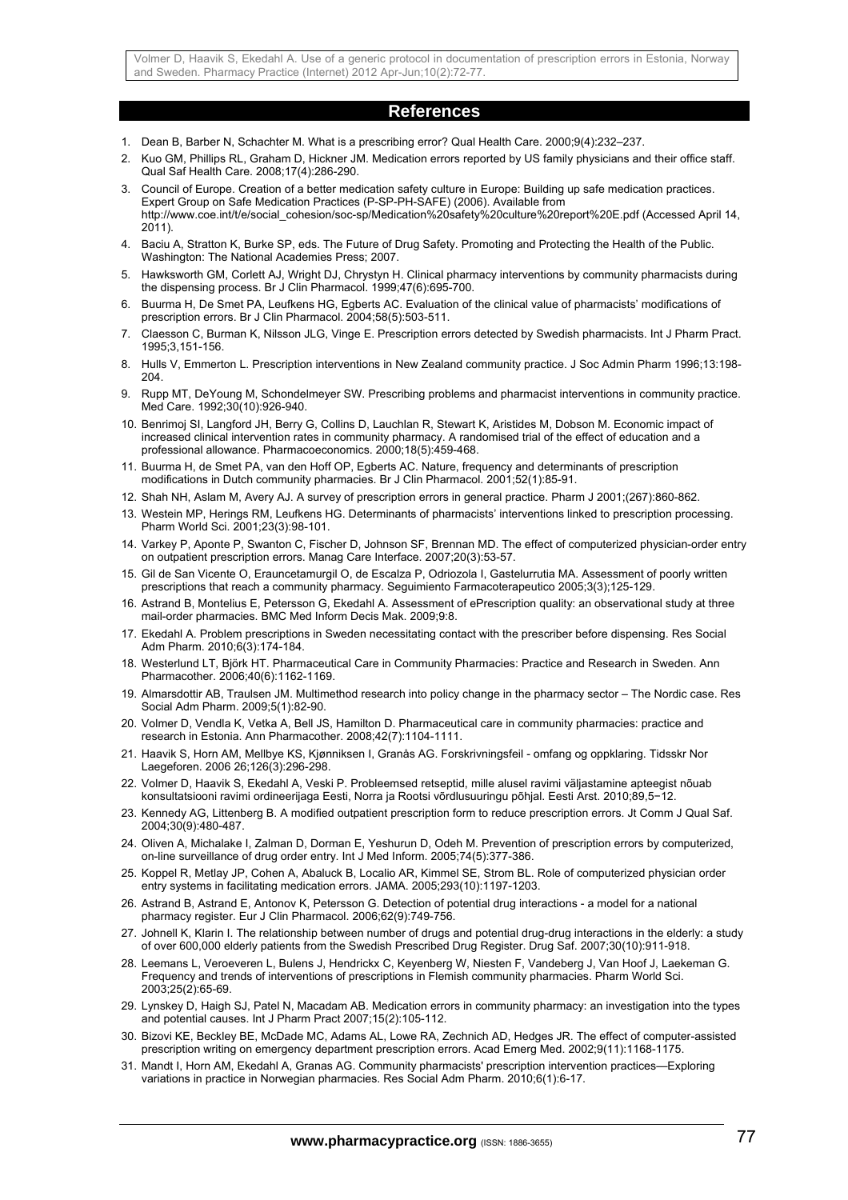## References

1. Dean B, Barber N, Schachter M. What is a prescribing error? Qual Health Care. 2000;9(4):232–237.
2. Kuo GM, Phillips RL, Graham D, Hickner JM. Medication errors reported by US family physicians and their office staff. Qual Saf Health Care. 2008;17(4):286-290.
3. Council of Europe. Creation of a better medication safety culture in Europe: Building up safe medication practices. Expert Group on Safe Medication Practices (P-SP-PH-SAFE) (2006). Available from http://www.coe.int/t/e/social_cohesion/soc-sp/Medication%20safety%20culture%20report%20E.pdf (Accessed April 14, 2011).
4. Baciu A, Stratton K, Burke SP, eds. The Future of Drug Safety. Promoting and Protecting the Health of the Public. Washington: The National Academies Press; 2007.
5. Hawksworth GM, Corlett AJ, Wright DJ, Chrystyn H. Clinical pharmacy interventions by community pharmacists during the dispensing process. Br J Clin Pharmacol. 1999;47(6):695-700.
6. Buurma H, De Smet PA, Leufkens HG, Egberts AC. Evaluation of the clinical value of pharmacists' modifications of prescription errors. Br J Clin Pharmacol. 2004;58(5):503-511.
7. Claesson C, Burman K, Nilsson JLG, Vinge E. Prescription errors detected by Swedish pharmacists. Int J Pharm Pract. 1995;3,151-156.
8. Hulls V, Emmerton L. Prescription interventions in New Zealand community practice. J Soc Admin Pharm 1996;13:198-204.
9. Rupp MT, DeYoung M, Schondelmeyer SW. Prescribing problems and pharmacist interventions in community practice. Med Care. 1992;30(10):926-940.
10. Benrimoj SI, Langford JH, Berry G, Collins D, Lauchlan R, Stewart K, Aristides M, Dobson M. Economic impact of increased clinical intervention rates in community pharmacy. A randomised trial of the effect of education and a professional allowance. Pharmacoeconomics. 2000;18(5):459-468.
11. Buurma H, de Smet PA, van den Hoff OP, Egberts AC. Nature, frequency and determinants of prescription modifications in Dutch community pharmacies. Br J Clin Pharmacol. 2001;52(1):85-91.
12. Shah NH, Aslam M, Avery AJ. A survey of prescription errors in general practice. Pharm J 2001;(267):860-862.
13. Westein MP, Herings RM, Leufkens HG. Determinants of pharmacists' interventions linked to prescription processing. Pharm World Sci. 2001;23(3):98-101.
14. Varkey P, Aponte P, Swanton C, Fischer D, Johnson SF, Brennan MD. The effect of computerized physician-order entry on outpatient prescription errors. Manag Care Interface. 2007;20(3):53-57.
15. Gil de San Vicente O, Erauncetamurgil O, de Escalza P, Odriozola I, Gastelurrutia MA. Assessment of poorly written prescriptions that reach a community pharmacy. Seguimiento Farmacoterapeutico 2005;3(3);125-129.
16. Astrand B, Montelius E, Petersson G, Ekedahl A. Assessment of ePrescription quality: an observational study at three mail-order pharmacies. BMC Med Inform Decis Mak. 2009;9:8.
17. Ekedahl A. Problem prescriptions in Sweden necessitating contact with the prescriber before dispensing. Res Social Adm Pharm. 2010;6(3):174-184.
18. Westerlund LT, Björk HT. Pharmaceutical Care in Community Pharmacies: Practice and Research in Sweden. Ann Pharmacother. 2006;40(6):1162-1169.
19. Almarsdottir AB, Traulsen JM. Multimethod research into policy change in the pharmacy sector – The Nordic case. Res Social Adm Pharm. 2009;5(1):82-90.
20. Volmer D, Vendla K, Vetka A, Bell JS, Hamilton D. Pharmaceutical care in community pharmacies: practice and research in Estonia. Ann Pharmacother. 2008;42(7):1104-1111.
21. Haavik S, Horn AM, Mellbye KS, Kjønniksen I, Granås AG. Forskrivningsfeil - omfang og oppklaring. Tidsskr Nor Laegeforen. 2006 26;126(3):296-298.
22. Volmer D, Haavik S, Ekedahl A, Veski P. Probleemsed retseptid, mille alusel ravimi väljastamine apteegist nõuab konsultatsiooni ravimi ordineerijaga Eesti, Norra ja Rootsi võrdlusuuringu põhjal. Eesti Arst. 2010;89,5−12.
23. Kennedy AG, Littenberg B. A modified outpatient prescription form to reduce prescription errors. Jt Comm J Qual Saf. 2004;30(9):480-487.
24. Oliven A, Michalake I, Zalman D, Dorman E, Yeshurun D, Odeh M. Prevention of prescription errors by computerized, on-line surveillance of drug order entry. Int J Med Inform. 2005;74(5):377-386.
25. Koppel R, Metlay JP, Cohen A, Abaluck B, Localio AR, Kimmel SE, Strom BL. Role of computerized physician order entry systems in facilitating medication errors. JAMA. 2005;293(10):1197-1203.
26. Astrand B, Astrand E, Antonov K, Petersson G. Detection of potential drug interactions - a model for a national pharmacy register. Eur J Clin Pharmacol. 2006;62(9):749-756.
27. Johnell K, Klarin I. The relationship between number of drugs and potential drug-drug interactions in the elderly: a study of over 600,000 elderly patients from the Swedish Prescribed Drug Register. Drug Saf. 2007;30(10):911-918.
28. Leemans L, Veroeveren L, Bulens J, Hendrickx C, Keyenberg W, Niesten F, Vandeberg J, Van Hoof J, Laekeman G. Frequency and trends of interventions of prescriptions in Flemish community pharmacies. Pharm World Sci. 2003;25(2):65-69.
29. Lynskey D, Haigh SJ, Patel N, Macadam AB. Medication errors in community pharmacy: an investigation into the types and potential causes. Int J Pharm Pract 2007;15(2):105-112.
30. Bizovi KE, Beckley BE, McDade MC, Adams AL, Lowe RA, Zechnich AD, Hedges JR. The effect of computer-assisted prescription writing on emergency department prescription errors. Acad Emerg Med. 2002;9(11):1168-1175.
31. Mandt I, Horn AM, Ekedahl A, Granas AG. Community pharmacists' prescription intervention practices—Exploring variations in practice in Norwegian pharmacies. Res Social Adm Pharm. 2010;6(1):6-17.